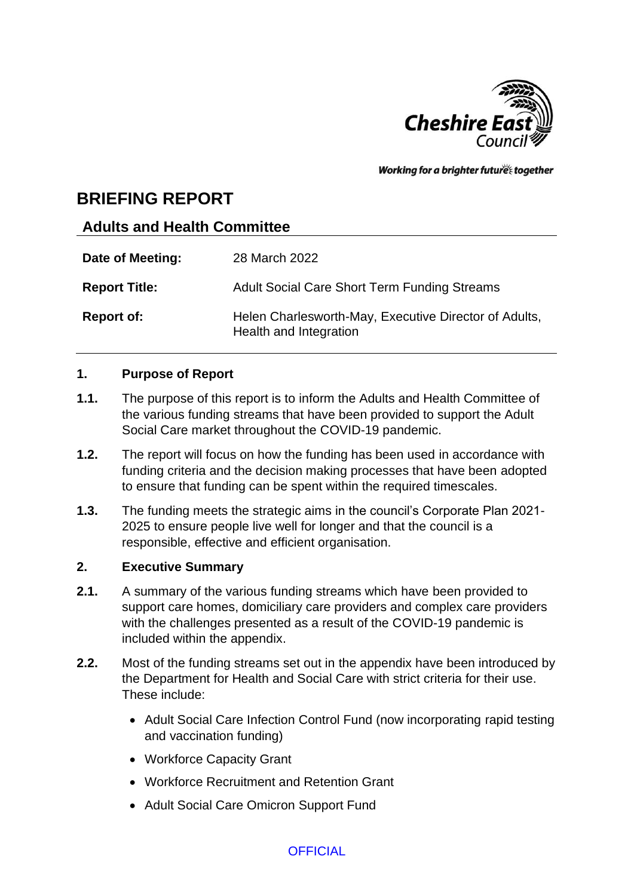Cheshire East Council

*Working for a brighter future together*

# BRIEFING REPORT

## Adults and Health Committee

| | |
|---|---|
| **Date of Meeting:** | 28 March 2022 |
| **Report Title:** | Adult Social Care Short Term Funding Streams |
| **Report of:** | Helen Charlesworth-May, Executive Director of Adults, Health and Integration |

### 1. Purpose of Report

**1.1.** The purpose of this report is to inform the Adults and Health Committee of the various funding streams that have been provided to support the Adult Social Care market throughout the COVID-19 pandemic.

**1.2.** The report will focus on how the funding has been used in accordance with funding criteria and the decision making processes that have been adopted to ensure that funding can be spent within the required timescales.

**1.3.** The funding meets the strategic aims in the council's Corporate Plan 2021-2025 to ensure people live well for longer and that the council is a responsible, effective and efficient organisation.

### 2. Executive Summary

**2.1.** A summary of the various funding streams which have been provided to support care homes, domiciliary care providers and complex care providers with the challenges presented as a result of the COVID-19 pandemic is included within the appendix.

**2.2.** Most of the funding streams set out in the appendix have been introduced by the Department for Health and Social Care with strict criteria for their use. These include:

- Adult Social Care Infection Control Fund (now incorporating rapid testing and vaccination funding)
- Workforce Capacity Grant
- Workforce Recruitment and Retention Grant
- Adult Social Care Omicron Support Fund

OFFICIAL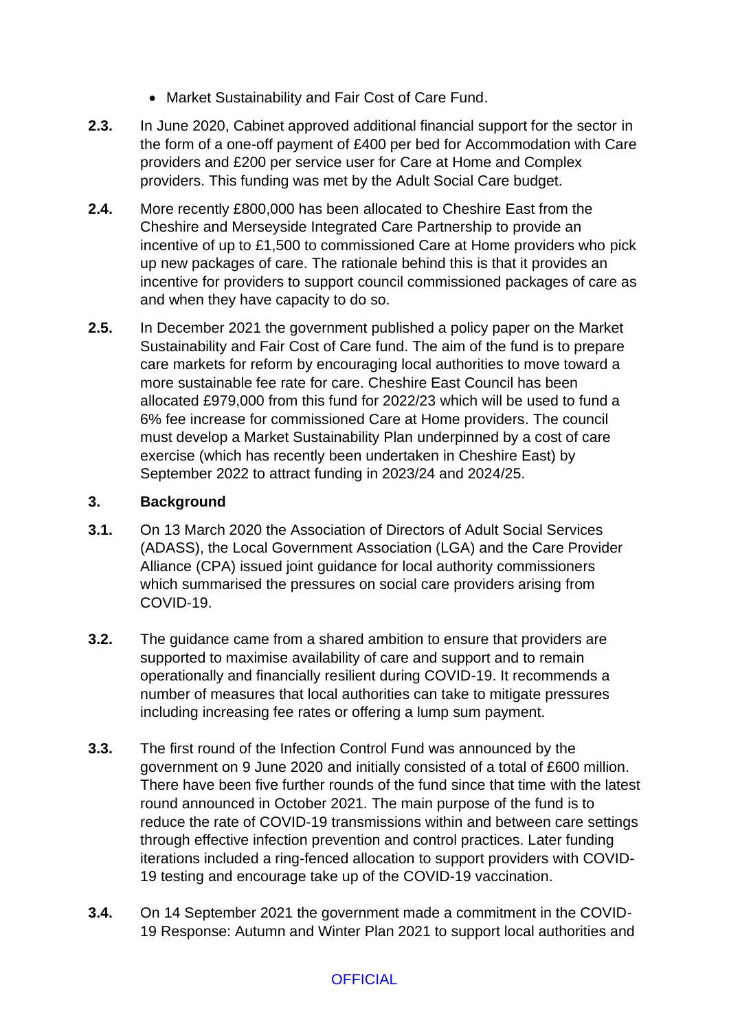- Market Sustainability and Fair Cost of Care Fund.

**2.3.** In June 2020, Cabinet approved additional financial support for the sector in the form of a one-off payment of £400 per bed for Accommodation with Care providers and £200 per service user for Care at Home and Complex providers. This funding was met by the Adult Social Care budget.

**2.4.** More recently £800,000 has been allocated to Cheshire East from the Cheshire and Merseyside Integrated Care Partnership to provide an incentive of up to £1,500 to commissioned Care at Home providers who pick up new packages of care. The rationale behind this is that it provides an incentive for providers to support council commissioned packages of care as and when they have capacity to do so.

**2.5.** In December 2021 the government published a policy paper on the Market Sustainability and Fair Cost of Care fund. The aim of the fund is to prepare care markets for reform by encouraging local authorities to move toward a more sustainable fee rate for care. Cheshire East Council has been allocated £979,000 from this fund for 2022/23 which will be used to fund a 6% fee increase for commissioned Care at Home providers. The council must develop a Market Sustainability Plan underpinned by a cost of care exercise (which has recently been undertaken in Cheshire East) by September 2022 to attract funding in 2023/24 and 2024/25.

## 3. Background

**3.1.** On 13 March 2020 the Association of Directors of Adult Social Services (ADASS), the Local Government Association (LGA) and the Care Provider Alliance (CPA) issued joint guidance for local authority commissioners which summarised the pressures on social care providers arising from COVID-19.

**3.2.** The guidance came from a shared ambition to ensure that providers are supported to maximise availability of care and support and to remain operationally and financially resilient during COVID-19. It recommends a number of measures that local authorities can take to mitigate pressures including increasing fee rates or offering a lump sum payment.

**3.3.** The first round of the Infection Control Fund was announced by the government on 9 June 2020 and initially consisted of a total of £600 million. There have been five further rounds of the fund since that time with the latest round announced in October 2021. The main purpose of the fund is to reduce the rate of COVID-19 transmissions within and between care settings through effective infection prevention and control practices. Later funding iterations included a ring-fenced allocation to support providers with COVID-19 testing and encourage take up of the COVID-19 vaccination.

**3.4.** On 14 September 2021 the government made a commitment in the COVID-19 Response: Autumn and Winter Plan 2021 to support local authorities and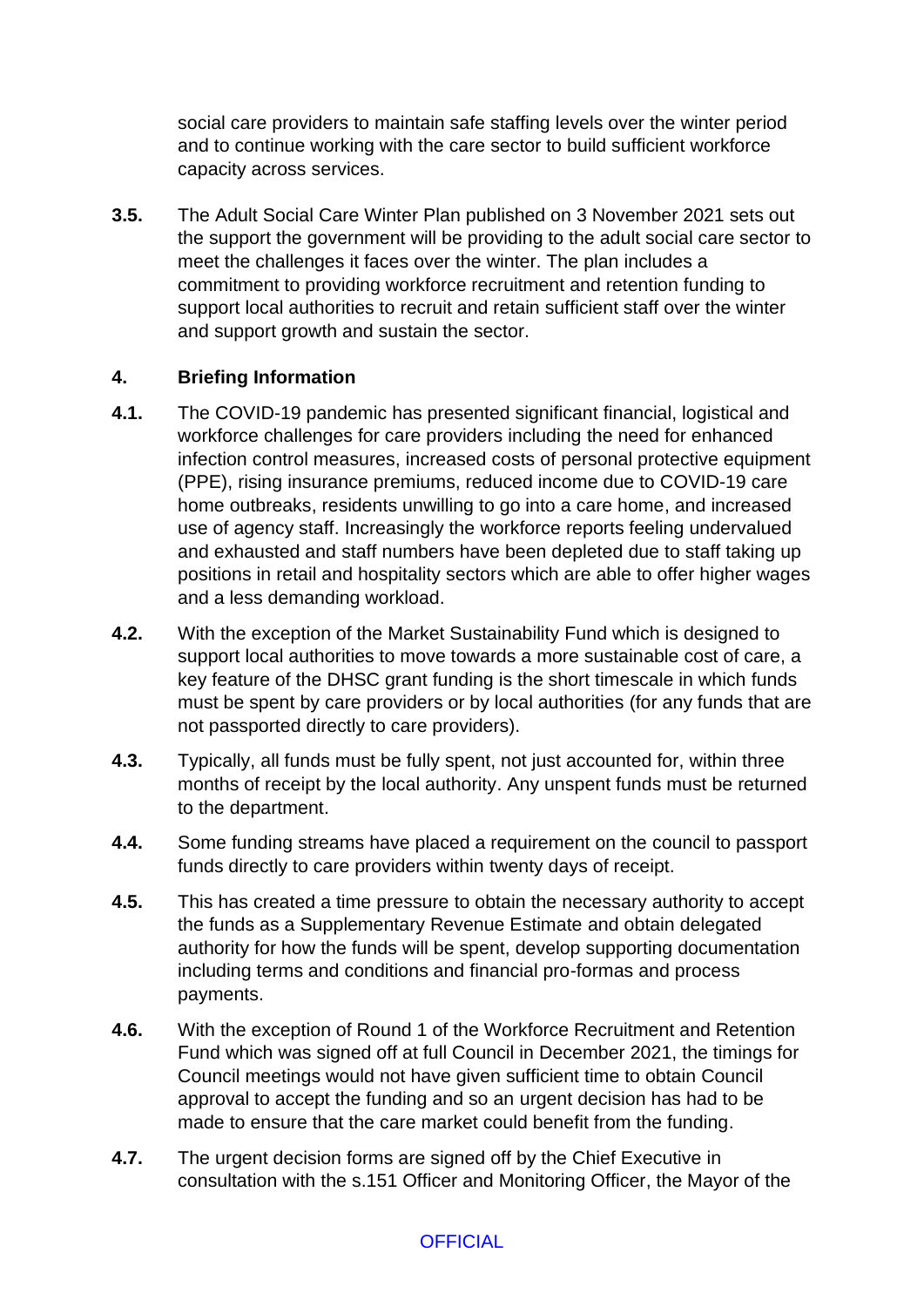social care providers to maintain safe staffing levels over the winter period and to continue working with the care sector to build sufficient workforce capacity across services.

**3.5.** The Adult Social Care Winter Plan published on 3 November 2021 sets out the support the government will be providing to the adult social care sector to meet the challenges it faces over the winter. The plan includes a commitment to providing workforce recruitment and retention funding to support local authorities to recruit and retain sufficient staff over the winter and support growth and sustain the sector.

## 4. Briefing Information

**4.1.** The COVID-19 pandemic has presented significant financial, logistical and workforce challenges for care providers including the need for enhanced infection control measures, increased costs of personal protective equipment (PPE), rising insurance premiums, reduced income due to COVID-19 care home outbreaks, residents unwilling to go into a care home, and increased use of agency staff. Increasingly the workforce reports feeling undervalued and exhausted and staff numbers have been depleted due to staff taking up positions in retail and hospitality sectors which are able to offer higher wages and a less demanding workload.

**4.2.** With the exception of the Market Sustainability Fund which is designed to support local authorities to move towards a more sustainable cost of care, a key feature of the DHSC grant funding is the short timescale in which funds must be spent by care providers or by local authorities (for any funds that are not passported directly to care providers).

**4.3.** Typically, all funds must be fully spent, not just accounted for, within three months of receipt by the local authority. Any unspent funds must be returned to the department.

**4.4.** Some funding streams have placed a requirement on the council to passport funds directly to care providers within twenty days of receipt.

**4.5.** This has created a time pressure to obtain the necessary authority to accept the funds as a Supplementary Revenue Estimate and obtain delegated authority for how the funds will be spent, develop supporting documentation including terms and conditions and financial pro-formas and process payments.

**4.6.** With the exception of Round 1 of the Workforce Recruitment and Retention Fund which was signed off at full Council in December 2021, the timings for Council meetings would not have given sufficient time to obtain Council approval to accept the funding and so an urgent decision has had to be made to ensure that the care market could benefit from the funding.

**4.7.** The urgent decision forms are signed off by the Chief Executive in consultation with the s.151 Officer and Monitoring Officer, the Mayor of the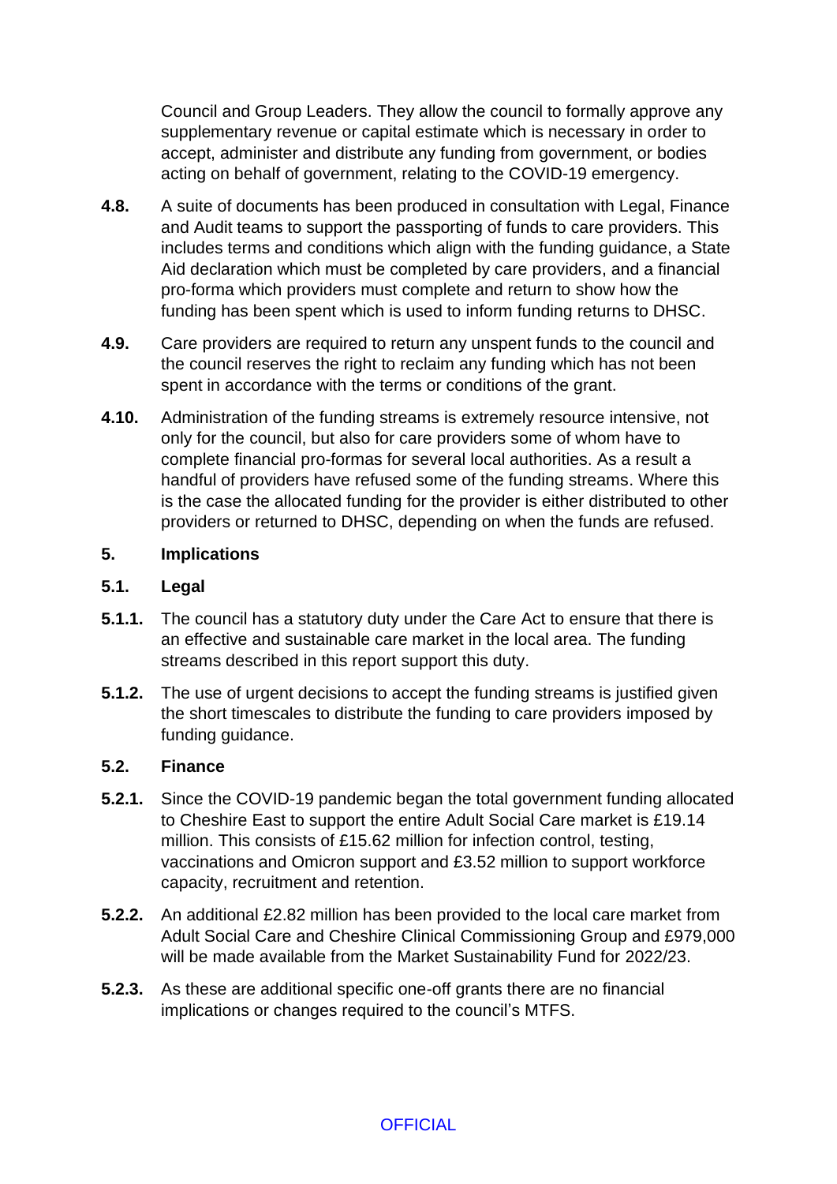Council and Group Leaders. They allow the council to formally approve any supplementary revenue or capital estimate which is necessary in order to accept, administer and distribute any funding from government, or bodies acting on behalf of government, relating to the COVID-19 emergency.

**4.8.** A suite of documents has been produced in consultation with Legal, Finance and Audit teams to support the passporting of funds to care providers. This includes terms and conditions which align with the funding guidance, a State Aid declaration which must be completed by care providers, and a financial pro-forma which providers must complete and return to show how the funding has been spent which is used to inform funding returns to DHSC.

**4.9.** Care providers are required to return any unspent funds to the council and the council reserves the right to reclaim any funding which has not been spent in accordance with the terms or conditions of the grant.

**4.10.** Administration of the funding streams is extremely resource intensive, not only for the council, but also for care providers some of whom have to complete financial pro-formas for several local authorities. As a result a handful of providers have refused some of the funding streams. Where this is the case the allocated funding for the provider is either distributed to other providers or returned to DHSC, depending on when the funds are refused.

## 5. Implications

### 5.1. Legal

**5.1.1.** The council has a statutory duty under the Care Act to ensure that there is an effective and sustainable care market in the local area. The funding streams described in this report support this duty.

**5.1.2.** The use of urgent decisions to accept the funding streams is justified given the short timescales to distribute the funding to care providers imposed by funding guidance.

### 5.2. Finance

**5.2.1.** Since the COVID-19 pandemic began the total government funding allocated to Cheshire East to support the entire Adult Social Care market is £19.14 million. This consists of £15.62 million for infection control, testing, vaccinations and Omicron support and £3.52 million to support workforce capacity, recruitment and retention.

**5.2.2.** An additional £2.82 million has been provided to the local care market from Adult Social Care and Cheshire Clinical Commissioning Group and £979,000 will be made available from the Market Sustainability Fund for 2022/23.

**5.2.3.** As these are additional specific one-off grants there are no financial implications or changes required to the council's MTFS.

OFFICIAL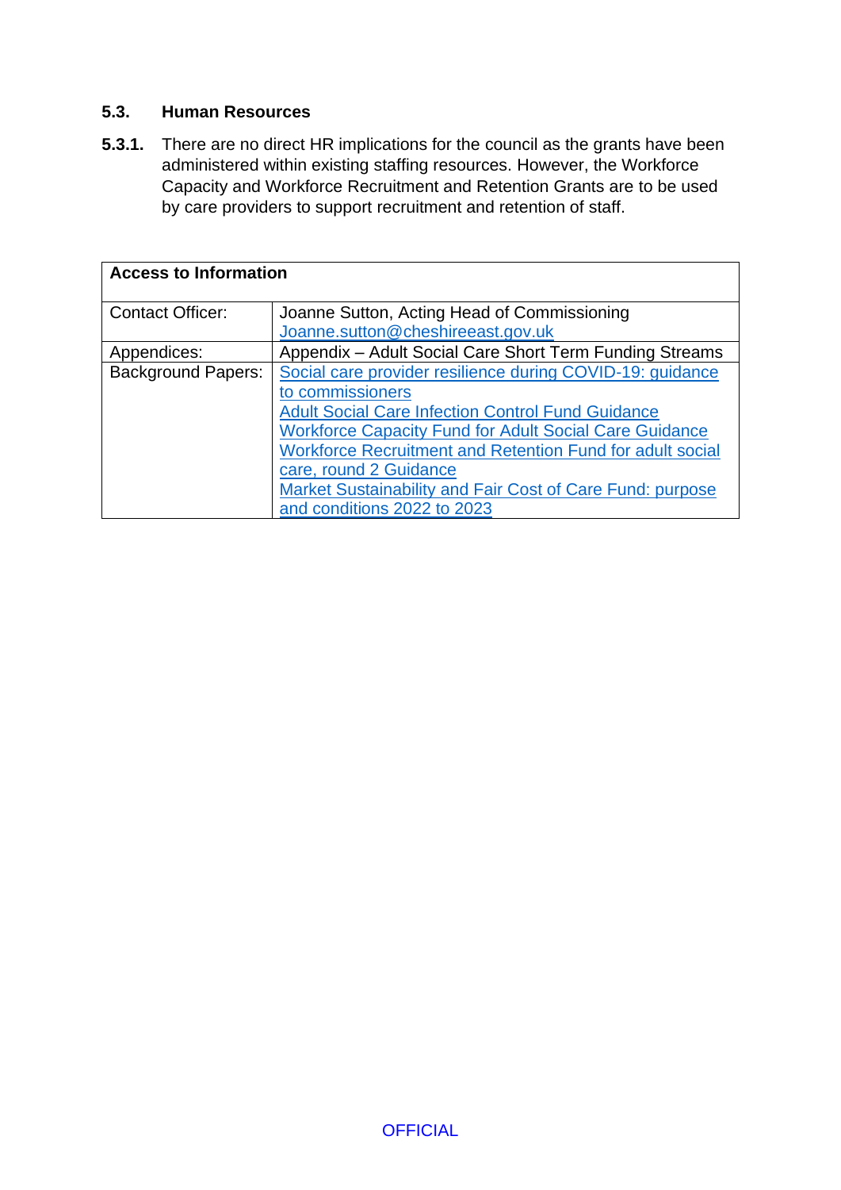### 5.3. Human Resources

**5.3.1.** There are no direct HR implications for the council as the grants have been administered within existing staffing resources. However, the Workforce Capacity and Workforce Recruitment and Retention Grants are to be used by care providers to support recruitment and retention of staff.

| **Access to Information** | |
|---|---|
| Contact Officer: | Joanne Sutton, Acting Head of Commissioning<br>Joanne.sutton@cheshireeast.gov.uk |
| Appendices: | Appendix – Adult Social Care Short Term Funding Streams |
| Background Papers: | Social care provider resilience during COVID-19: guidance to commissioners<br>Adult Social Care Infection Control Fund Guidance<br>Workforce Capacity Fund for Adult Social Care Guidance<br>Workforce Recruitment and Retention Fund for adult social care, round 2 Guidance<br>Market Sustainability and Fair Cost of Care Fund: purpose and conditions 2022 to 2023 |

OFFICIAL